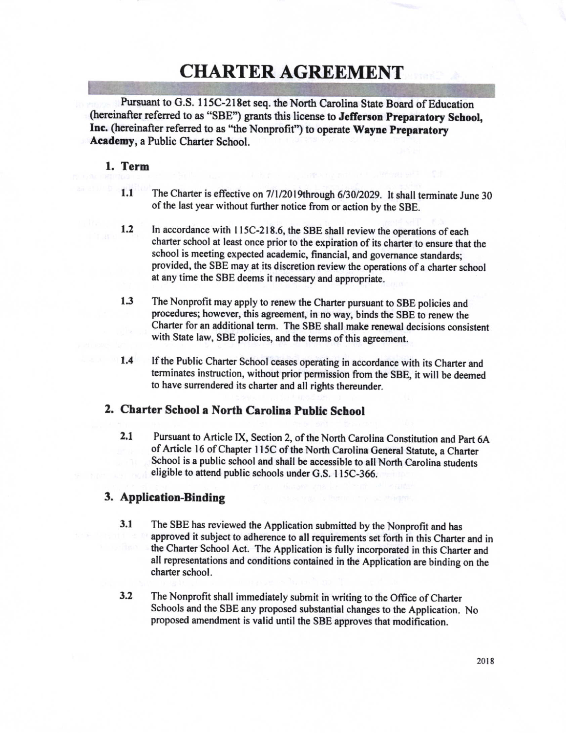# CHARTER AGREEMENT

Pursuant to G.S. 115C-218et seq. the North Carolina State Board of Education (hereinafter referred to as "SBE") grants this license to **Jefferson Preparatory School, Inc.** (hereinafter referred to as "the Nonprofit") to operate **Wayne Preparatory Academy**, a Public Charter School.

## 1. Term

**1.1** The Charter is effective on 7/1/2019through 6/30/2029. It shall terminate June 30 of the last year without further notice from or action by the SBE.

**1.2** In accordance with 115C-218.6, the SBE shall review the operations of each charter school at least once prior to the expiration of its charter to ensure that the school is meeting expected academic, financial, and governance standards; provided, the SBE may at its discretion review the operations of a charter school at any time the SBE deems it necessary and appropriate.

**1.3** The Nonprofit may apply to renew the Charter pursuant to SBE policies and procedures; however, this agreement, in no way, binds the SBE to renew the Charter for an additional term. The SBE shall make renewal decisions consistent with State law, SBE policies, and the terms of this agreement.

**1.4** If the Public Charter School ceases operating in accordance with its Charter and terminates instruction, without prior permission from the SBE, it will be deemed to have surrendered its charter and all rights thereunder.

## 2. Charter School a North Carolina Public School

**2.1** Pursuant to Article IX, Section 2, of the North Carolina Constitution and Part 6A of Article 16 of Chapter 115C of the North Carolina General Statute, a Charter School is a public school and shall be accessible to all North Carolina students eligible to attend public schools under G.S. 115C-366.

## 3. Application-Binding

**3.1** The SBE has reviewed the Application submitted by the Nonprofit and has approved it subject to adherence to all requirements set forth in this Charter and in the Charter School Act. The Application is fully incorporated in this Charter and all representations and conditions contained in the Application are binding on the charter school.

**3.2** The Nonprofit shall immediately submit in writing to the Office of Charter Schools and the SBE any proposed substantial changes to the Application. No proposed amendment is valid until the SBE approves that modification.

2018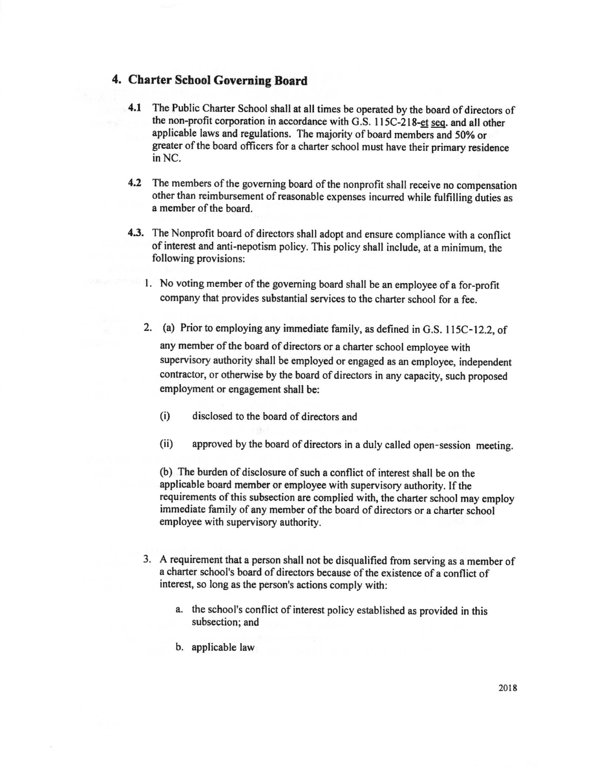## 4. Charter School Governing Board

**4.1** The Public Charter School shall at all times be operated by the board of directors of the non-profit corporation in accordance with G.S. 115C-218-et seq. and all other applicable laws and regulations. The majority of board members and 50% or greater of the board officers for a charter school must have their primary residence in NC.

**4.2** The members of the governing board of the nonprofit shall receive no compensation other than reimbursement of reasonable expenses incurred while fulfilling duties as a member of the board.

**4.3.** The Nonprofit board of directors shall adopt and ensure compliance with a conflict of interest and anti-nepotism policy. This policy shall include, at a minimum, the following provisions:

1. No voting member of the governing board shall be an employee of a for-profit company that provides substantial services to the charter school for a fee.

2. (a) Prior to employing any immediate family, as defined in G.S. 115C-12.2, of any member of the board of directors or a charter school employee with supervisory authority shall be employed or engaged as an employee, independent contractor, or otherwise by the board of directors in any capacity, such proposed employment or engagement shall be:

   (i) disclosed to the board of directors and

   (ii) approved by the board of directors in a duly called open-session meeting.

   (b) The burden of disclosure of such a conflict of interest shall be on the applicable board member or employee with supervisory authority. If the requirements of this subsection are complied with, the charter school may employ immediate family of any member of the board of directors or a charter school employee with supervisory authority.

3. A requirement that a person shall not be disqualified from serving as a member of a charter school's board of directors because of the existence of a conflict of interest, so long as the person's actions comply with:

   a. the school's conflict of interest policy established as provided in this subsection; and

   b. applicable law

2018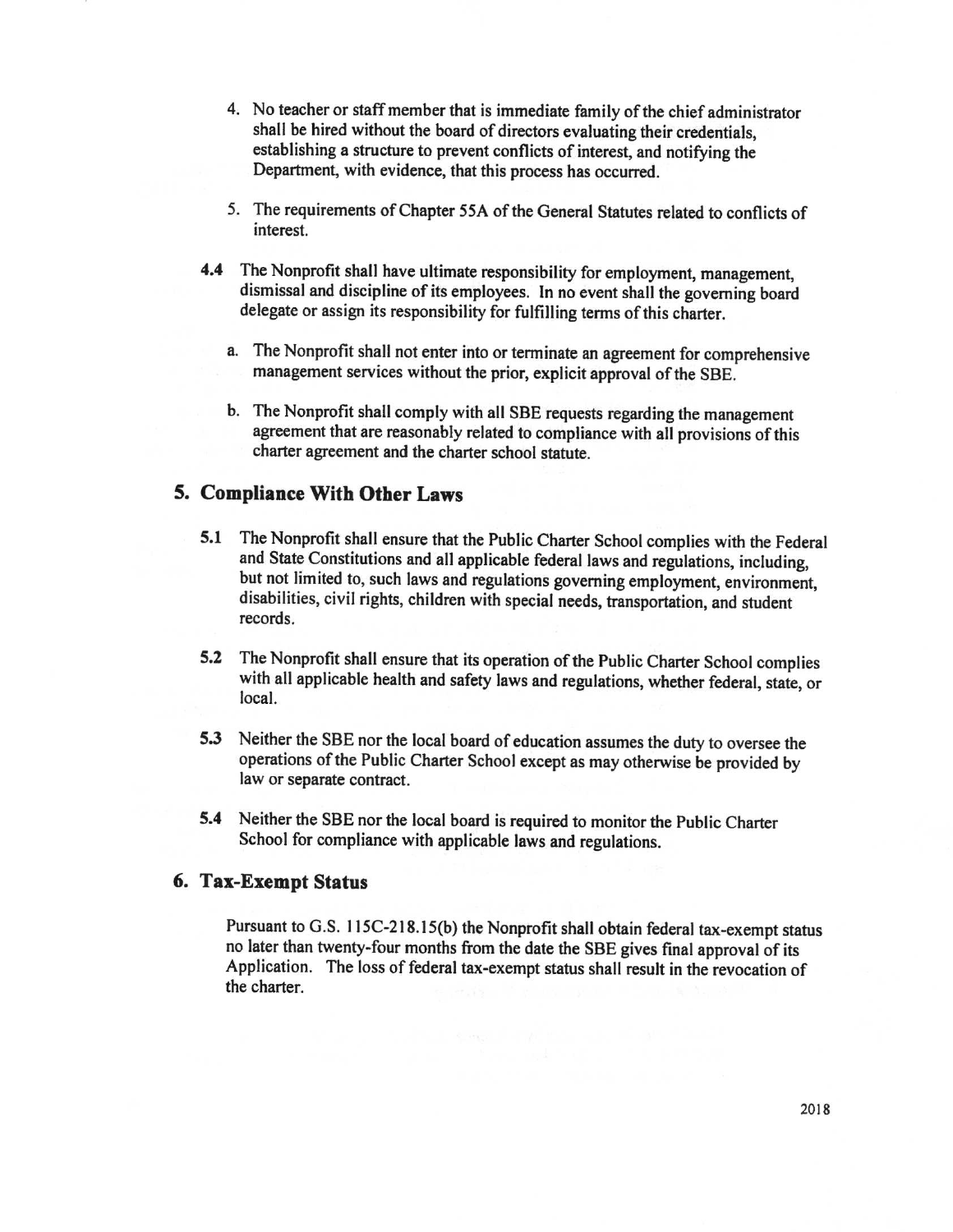4. No teacher or staff member that is immediate family of the chief administrator shall be hired without the board of directors evaluating their credentials, establishing a structure to prevent conflicts of interest, and notifying the Department, with evidence, that this process has occurred.

5. The requirements of Chapter 55A of the General Statutes related to conflicts of interest.

**4.4** The Nonprofit shall have ultimate responsibility for employment, management, dismissal and discipline of its employees. In no event shall the governing board delegate or assign its responsibility for fulfilling terms of this charter.

a. The Nonprofit shall not enter into or terminate an agreement for comprehensive management services without the prior, explicit approval of the SBE.

b. The Nonprofit shall comply with all SBE requests regarding the management agreement that are reasonably related to compliance with all provisions of this charter agreement and the charter school statute.

## 5. Compliance With Other Laws

**5.1** The Nonprofit shall ensure that the Public Charter School complies with the Federal and State Constitutions and all applicable federal laws and regulations, including, but not limited to, such laws and regulations governing employment, environment, disabilities, civil rights, children with special needs, transportation, and student records.

**5.2** The Nonprofit shall ensure that its operation of the Public Charter School complies with all applicable health and safety laws and regulations, whether federal, state, or local.

**5.3** Neither the SBE nor the local board of education assumes the duty to oversee the operations of the Public Charter School except as may otherwise be provided by law or separate contract.

**5.4** Neither the SBE nor the local board is required to monitor the Public Charter School for compliance with applicable laws and regulations.

## 6. Tax-Exempt Status

Pursuant to G.S. 115C-218.15(b) the Nonprofit shall obtain federal tax-exempt status no later than twenty-four months from the date the SBE gives final approval of its Application. The loss of federal tax-exempt status shall result in the revocation of the charter.